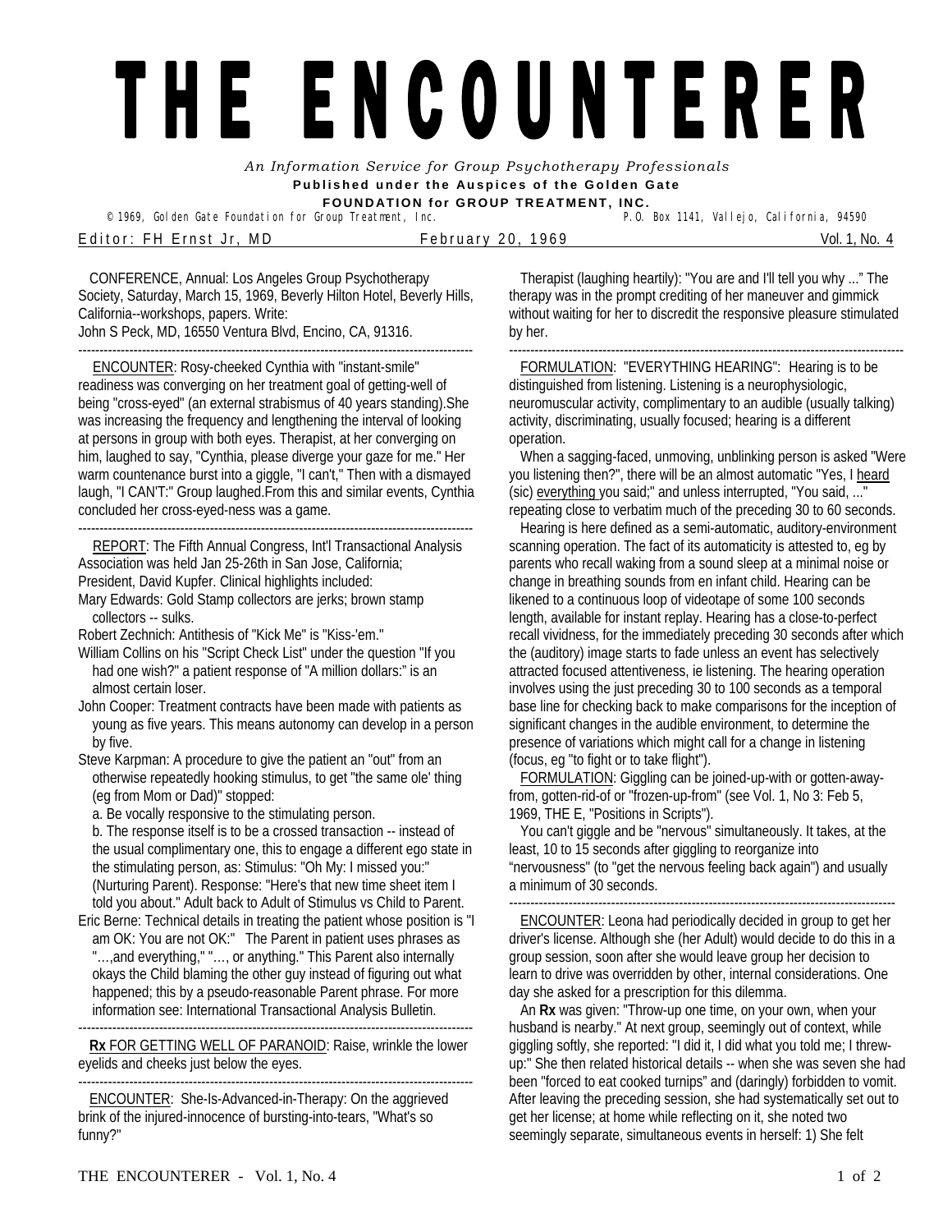# THE ENCOUNTERER

*An Information Service for Group Psychotherapy Professionals*

**Published under the Auspices of the Golden Gate FOUNDATION for GROUP TREATMENT, INC.**

© 1969, Golden Gate Foundation for Group Treatment, Inc. P.O. Box 1141, Vallejo, California, 94590

Editor: FH Ernst Jr, MD — February 20, 1969 — Vol. 1, No. 4

CONFERENCE, Annual: Los Angeles Group Psychotherapy Society, Saturday, March 15, 1969, Beverly Hilton Hotel, Beverly Hills, California--workshops, papers. Write:
John S Peck, MD, 16550 Ventura Blvd, Encino, CA, 91316.

---

ENCOUNTER: Rosy-cheeked Cynthia with "instant-smile" readiness was converging on her treatment goal of getting-well of being "cross-eyed" (an external strabismus of 40 years standing).She was increasing the frequency and lengthening the interval of looking at persons in group with both eyes. Therapist, at her converging on him, laughed to say, "Cynthia, please diverge your gaze for me." Her warm countenance burst into a giggle, "I can't," Then with a dismayed laugh, "I CAN'T:" Group laughed.From this and similar events, Cynthia concluded her cross-eyed-ness was a game.

---

REPORT: The Fifth Annual Congress, Int'l Transactional Analysis Association was held Jan 25-26th in San Jose, California; President, David Kupfer. Clinical highlights included:

Mary Edwards: Gold Stamp collectors are jerks; brown stamp collectors -- sulks.

Robert Zechnich: Antithesis of "Kick Me" is "Kiss-'em."

William Collins on his "Script Check List" under the question "If you had one wish?" a patient response of "A million dollars:" is an almost certain loser.

John Cooper: Treatment contracts have been made with patients as young as five years. This means autonomy can develop in a person by five.

Steve Karpman: A procedure to give the patient an "out" from an otherwise repeatedly hooking stimulus, to get "the same ole' thing (eg from Mom or Dad)" stopped:

a. Be vocally responsive to the stimulating person.

b. The response itself is to be a crossed transaction -- instead of the usual complimentary one, this to engage a different ego state in the stimulating person, as: Stimulus: "Oh My: I missed you:" (Nurturing Parent). Response: "Here's that new time sheet item I told you about." Adult back to Adult of Stimulus vs Child to Parent.

Eric Berne: Technical details in treating the patient whose position is "I am OK: You are not OK:" The Parent in patient uses phrases as "…,and everything," "…, or anything." This Parent also internally okays the Child blaming the other guy instead of figuring out what happened; this by a pseudo-reasonable Parent phrase. For more information see: International Transactional Analysis Bulletin.

---

**Rx** FOR GETTING WELL OF PARANOID: Raise, wrinkle the lower eyelids and cheeks just below the eyes.

---

ENCOUNTER: She-Is-Advanced-in-Therapy: On the aggrieved brink of the injured-innocence of bursting-into-tears, "What's so funny?"

Therapist (laughing heartily): "You are and I'll tell you why ..." The therapy was in the prompt crediting of her maneuver and gimmick without waiting for her to discredit the responsive pleasure stimulated by her.

---

FORMULATION: "EVERYTHING HEARING": Hearing is to be distinguished from listening. Listening is a neurophysiologic, neuromuscular activity, complimentary to an audible (usually talking) activity, discriminating, usually focused; hearing is a different operation.

When a sagging-faced, unmoving, unblinking person is asked "Were you listening then?", there will be an almost automatic "Yes, I heard (sic) everything you said;" and unless interrupted, "You said, ..." repeating close to verbatim much of the preceding 30 to 60 seconds.

Hearing is here defined as a semi-automatic, auditory-environment scanning operation. The fact of its automaticity is attested to, eg by parents who recall waking from a sound sleep at a minimal noise or change in breathing sounds from en infant child. Hearing can be likened to a continuous loop of videotape of some 100 seconds length, available for instant replay. Hearing has a close-to-perfect recall vividness, for the immediately preceding 30 seconds after which the (auditory) image starts to fade unless an event has selectively attracted focused attentiveness, ie listening. The hearing operation involves using the just preceding 30 to 100 seconds as a temporal base line for checking back to make comparisons for the inception of significant changes in the audible environment, to determine the presence of variations which might call for a change in listening (focus, eg "to fight or to take flight").

FORMULATION: Giggling can be joined-up-with or gotten-away-from, gotten-rid-of or "frozen-up-from" (see Vol. 1, No 3: Feb 5, 1969, THE E, "Positions in Scripts").

You can't giggle and be "nervous" simultaneously. It takes, at the least, 10 to 15 seconds after giggling to reorganize into "nervousness" (to "get the nervous feeling back again") and usually a minimum of 30 seconds.

---

ENCOUNTER: Leona had periodically decided in group to get her driver's license. Although she (her Adult) would decide to do this in a group session, soon after she would leave group her decision to learn to drive was overridden by other, internal considerations. One day she asked for a prescription for this dilemma.

An **Rx** was given: "Throw-up one time, on your own, when your husband is nearby." At next group, seemingly out of context, while giggling softly, she reported: "I did it, I did what you told me; I threw-up:" She then related historical details -- when she was seven she had been "forced to eat cooked turnips" and (daringly) forbidden to vomit. After leaving the preceding session, she had systematically set out to get her license; at home while reflecting on it, she noted two seemingly separate, simultaneous events in herself: 1) She felt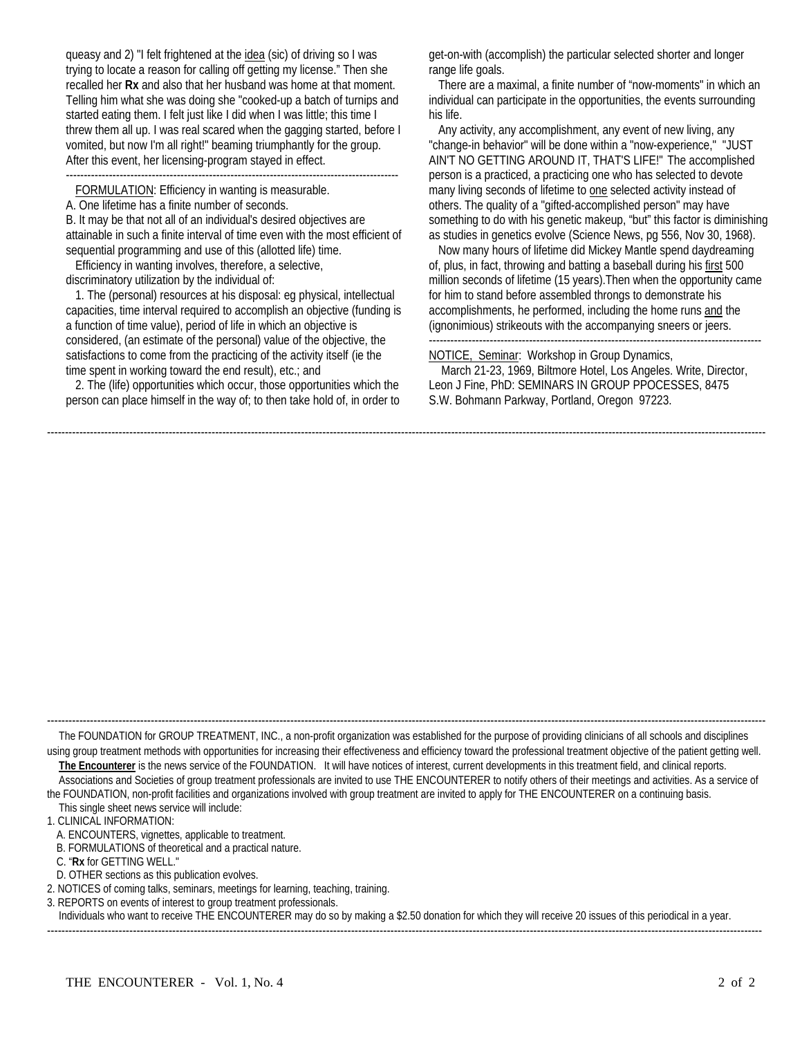queasy and 2) "I felt frightened at the idea (sic) of driving so I was trying to locate a reason for calling off getting my license." Then she recalled her **Rx** and also that her husband was home at that moment. Telling him what she was doing she "cooked-up a batch of turnips and started eating them. I felt just like I did when I was little; this time I threw them all up. I was real scared when the gagging started, before I vomited, but now I'm all right!" beaming triumphantly for the group. After this event, her licensing-program stayed in effect.

---

FORMULATION: Efficiency in wanting is measurable.

A. One lifetime has a finite number of seconds.

B. It may be that not all of an individual's desired objectives are attainable in such a finite interval of time even with the most efficient of sequential programming and use of this (allotted life) time.

Efficiency in wanting involves, therefore, a selective, discriminatory utilization by the individual of:

1. The (personal) resources at his disposal: eg physical, intellectual capacities, time interval required to accomplish an objective (funding is a function of time value), period of life in which an objective is considered, (an estimate of the personal) value of the objective, the satisfactions to come from the practicing of the activity itself (ie the time spent in working toward the end result), etc.; and

2. The (life) opportunities which occur, those opportunities which the person can place himself in the way of; to then take hold of, in order to get-on-with (accomplish) the particular selected shorter and longer range life goals.

There are a maximal, a finite number of "now-moments" in which an individual can participate in the opportunities, the events surrounding his life.

Any activity, any accomplishment, any event of new living, any "change-in behavior" will be done within a "now-experience," "JUST AIN'T NO GETTING AROUND IT, THAT'S LIFE!" The accomplished person is a practiced, a practicing one who has selected to devote many living seconds of lifetime to one selected activity instead of others. The quality of a "gifted-accomplished person" may have something to do with his genetic makeup, "but" this factor is diminishing as studies in genetics evolve (Science News, pg 556, Nov 30, 1968).

Now many hours of lifetime did Mickey Mantle spend daydreaming of, plus, in fact, throwing and batting a baseball during his first 500 million seconds of lifetime (15 years).Then when the opportunity came for him to stand before assembled throngs to demonstrate his accomplishments, he performed, including the home runs and the (ignonimious) strikeouts with the accompanying sneers or jeers.

---

NOTICE, Seminar: Workshop in Group Dynamics,
March 21-23, 1969, Biltmore Hotel, Los Angeles. Write, Director, Leon J Fine, PhD: SEMINARS IN GROUP PPOCESSES, 8475 S.W. Bohmann Parkway, Portland, Oregon 97223.

---

The FOUNDATION for GROUP TREATMENT, INC., a non-profit organization was established for the purpose of providing clinicians of all schools and disciplines using group treatment methods with opportunities for increasing their effectiveness and efficiency toward the professional treatment objective of the patient getting well.

**The Encounterer** is the news service of the FOUNDATION. It will have notices of interest, current developments in this treatment field, and clinical reports.

Associations and Societies of group treatment professionals are invited to use THE ENCOUNTERER to notify others of their meetings and activities. As a service of the FOUNDATION, non-profit facilities and organizations involved with group treatment are invited to apply for THE ENCOUNTERER on a continuing basis.

This single sheet news service will include:

1. CLINICAL INFORMATION:
   - A. ENCOUNTERS, vignettes, applicable to treatment.
   - B. FORMULATIONS of theoretical and a practical nature.
   - C. "**Rx** for GETTING WELL."
   - D. OTHER sections as this publication evolves.
2. NOTICES of coming talks, seminars, meetings for learning, teaching, training.
3. REPORTS on events of interest to group treatment professionals.

Individuals who want to receive THE ENCOUNTERER may do so by making a $2.50 donation for which they will receive 20 issues of this periodical in a year.